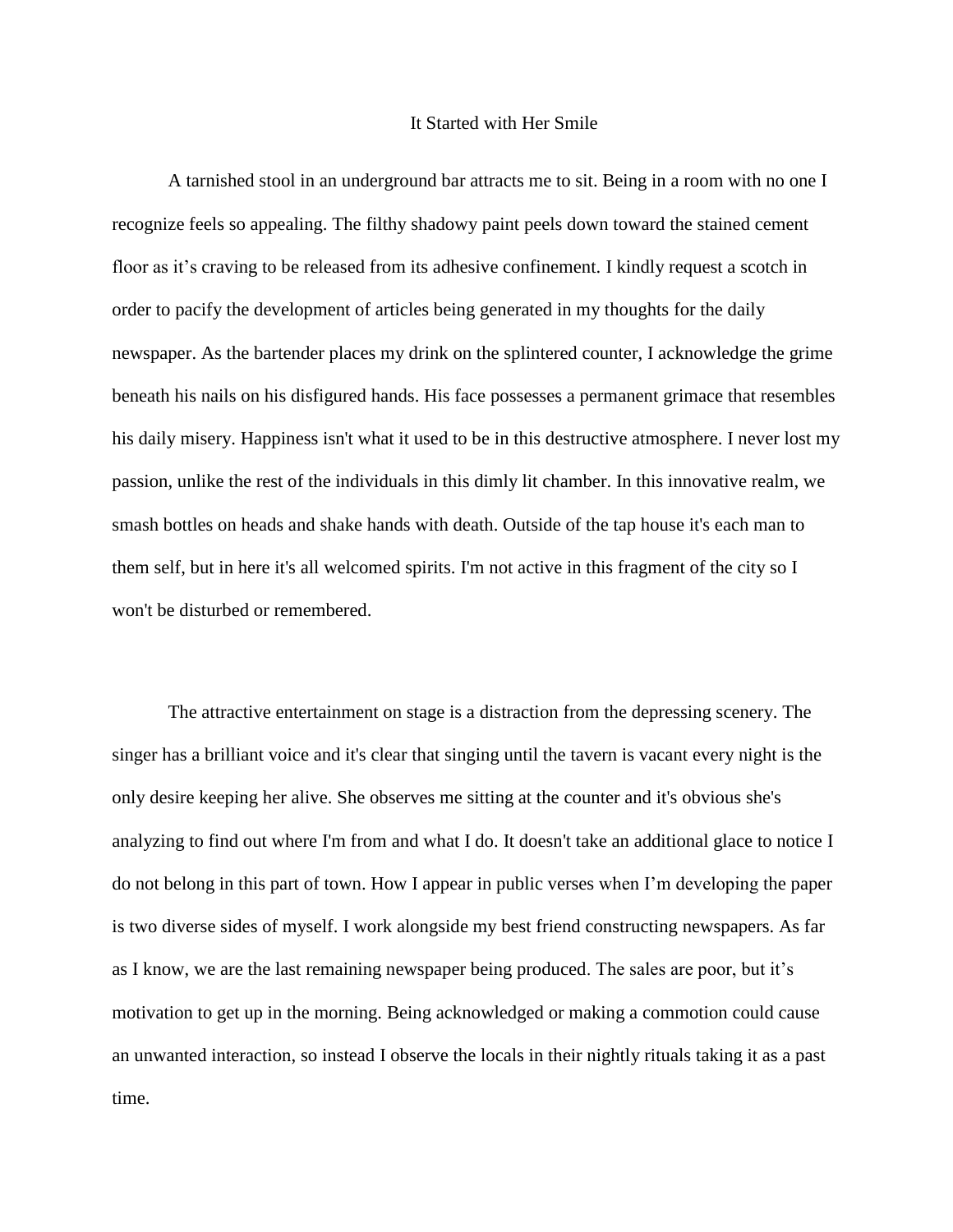# It Started with Her Smile

A tarnished stool in an underground bar attracts me to sit. Being in a room with no one I recognize feels so appealing. The filthy shadowy paint peels down toward the stained cement floor as it's craving to be released from its adhesive confinement. I kindly request a scotch in order to pacify the development of articles being generated in my thoughts for the daily newspaper. As the bartender places my drink on the splintered counter, I acknowledge the grime beneath his nails on his disfigured hands. His face possesses a permanent grimace that resembles his daily misery. Happiness isn't what it used to be in this destructive atmosphere. I never lost my passion, unlike the rest of the individuals in this dimly lit chamber. In this innovative realm, we smash bottles on heads and shake hands with death. Outside of the tap house it's each man to them self, but in here it's all welcomed spirits. I'm not active in this fragment of the city so I won't be disturbed or remembered.

The attractive entertainment on stage is a distraction from the depressing scenery. The singer has a brilliant voice and it's clear that singing until the tavern is vacant every night is the only desire keeping her alive. She observes me sitting at the counter and it's obvious she's analyzing to find out where I'm from and what I do. It doesn't take an additional glace to notice I do not belong in this part of town. How I appear in public verses when I'm developing the paper is two diverse sides of myself. I work alongside my best friend constructing newspapers. As far as I know, we are the last remaining newspaper being produced. The sales are poor, but it's motivation to get up in the morning. Being acknowledged or making a commotion could cause an unwanted interaction, so instead I observe the locals in their nightly rituals taking it as a past time.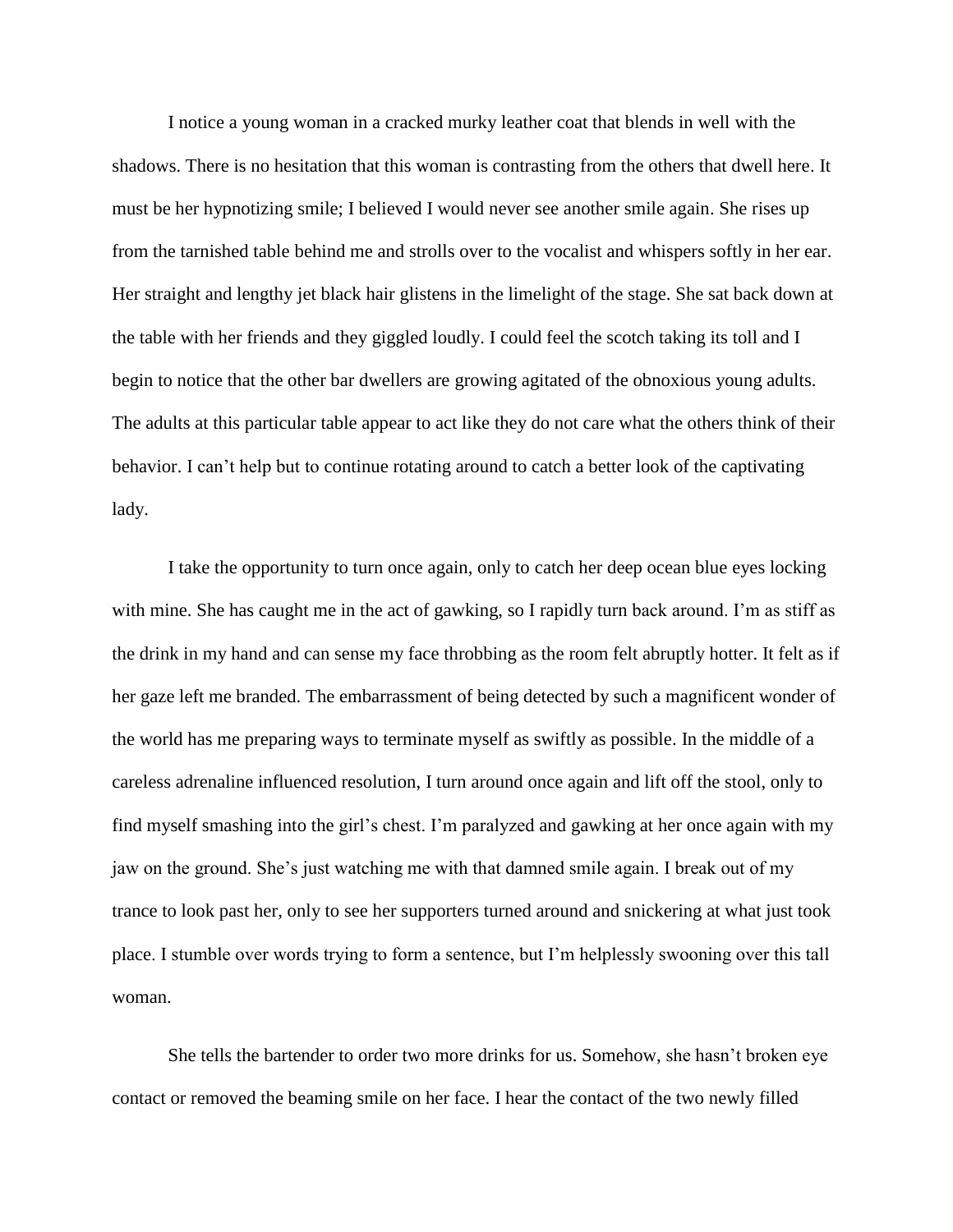I notice a young woman in a cracked murky leather coat that blends in well with the shadows. There is no hesitation that this woman is contrasting from the others that dwell here. It must be her hypnotizing smile; I believed I would never see another smile again. She rises up from the tarnished table behind me and strolls over to the vocalist and whispers softly in her ear. Her straight and lengthy jet black hair glistens in the limelight of the stage. She sat back down at the table with her friends and they giggled loudly. I could feel the scotch taking its toll and I begin to notice that the other bar dwellers are growing agitated of the obnoxious young adults. The adults at this particular table appear to act like they do not care what the others think of their behavior. I can't help but to continue rotating around to catch a better look of the captivating lady.

I take the opportunity to turn once again, only to catch her deep ocean blue eyes locking with mine. She has caught me in the act of gawking, so I rapidly turn back around. I'm as stiff as the drink in my hand and can sense my face throbbing as the room felt abruptly hotter. It felt as if her gaze left me branded. The embarrassment of being detected by such a magnificent wonder of the world has me preparing ways to terminate myself as swiftly as possible. In the middle of a careless adrenaline influenced resolution, I turn around once again and lift off the stool, only to find myself smashing into the girl's chest. I'm paralyzed and gawking at her once again with my jaw on the ground. She's just watching me with that damned smile again. I break out of my trance to look past her, only to see her supporters turned around and snickering at what just took place. I stumble over words trying to form a sentence, but I'm helplessly swooning over this tall woman.

She tells the bartender to order two more drinks for us. Somehow, she hasn't broken eye contact or removed the beaming smile on her face. I hear the contact of the two newly filled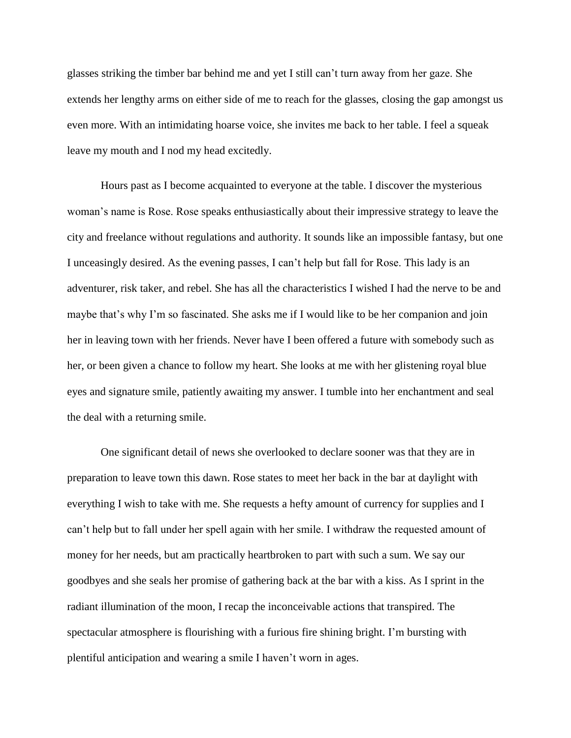glasses striking the timber bar behind me and yet I still can't turn away from her gaze. She extends her lengthy arms on either side of me to reach for the glasses, closing the gap amongst us even more. With an intimidating hoarse voice, she invites me back to her table. I feel a squeak leave my mouth and I nod my head excitedly.

Hours past as I become acquainted to everyone at the table. I discover the mysterious woman's name is Rose. Rose speaks enthusiastically about their impressive strategy to leave the city and freelance without regulations and authority. It sounds like an impossible fantasy, but one I unceasingly desired. As the evening passes, I can't help but fall for Rose. This lady is an adventurer, risk taker, and rebel. She has all the characteristics I wished I had the nerve to be and maybe that's why I'm so fascinated. She asks me if I would like to be her companion and join her in leaving town with her friends. Never have I been offered a future with somebody such as her, or been given a chance to follow my heart. She looks at me with her glistening royal blue eyes and signature smile, patiently awaiting my answer. I tumble into her enchantment and seal the deal with a returning smile.

One significant detail of news she overlooked to declare sooner was that they are in preparation to leave town this dawn. Rose states to meet her back in the bar at daylight with everything I wish to take with me. She requests a hefty amount of currency for supplies and I can't help but to fall under her spell again with her smile. I withdraw the requested amount of money for her needs, but am practically heartbroken to part with such a sum. We say our goodbyes and she seals her promise of gathering back at the bar with a kiss. As I sprint in the radiant illumination of the moon, I recap the inconceivable actions that transpired. The spectacular atmosphere is flourishing with a furious fire shining bright. I'm bursting with plentiful anticipation and wearing a smile I haven't worn in ages.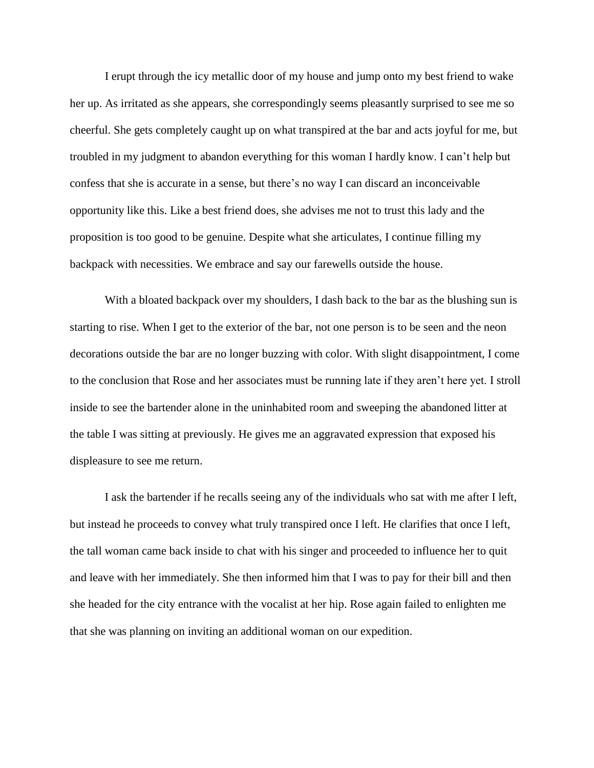I erupt through the icy metallic door of my house and jump onto my best friend to wake her up. As irritated as she appears, she correspondingly seems pleasantly surprised to see me so cheerful. She gets completely caught up on what transpired at the bar and acts joyful for me, but troubled in my judgment to abandon everything for this woman I hardly know. I can't help but confess that she is accurate in a sense, but there's no way I can discard an inconceivable opportunity like this. Like a best friend does, she advises me not to trust this lady and the proposition is too good to be genuine. Despite what she articulates, I continue filling my backpack with necessities. We embrace and say our farewells outside the house.

With a bloated backpack over my shoulders, I dash back to the bar as the blushing sun is starting to rise. When I get to the exterior of the bar, not one person is to be seen and the neon decorations outside the bar are no longer buzzing with color. With slight disappointment, I come to the conclusion that Rose and her associates must be running late if they aren't here yet. I stroll inside to see the bartender alone in the uninhabited room and sweeping the abandoned litter at the table I was sitting at previously. He gives me an aggravated expression that exposed his displeasure to see me return.

I ask the bartender if he recalls seeing any of the individuals who sat with me after I left, but instead he proceeds to convey what truly transpired once I left. He clarifies that once I left, the tall woman came back inside to chat with his singer and proceeded to influence her to quit and leave with her immediately. She then informed him that I was to pay for their bill and then she headed for the city entrance with the vocalist at her hip. Rose again failed to enlighten me that she was planning on inviting an additional woman on our expedition.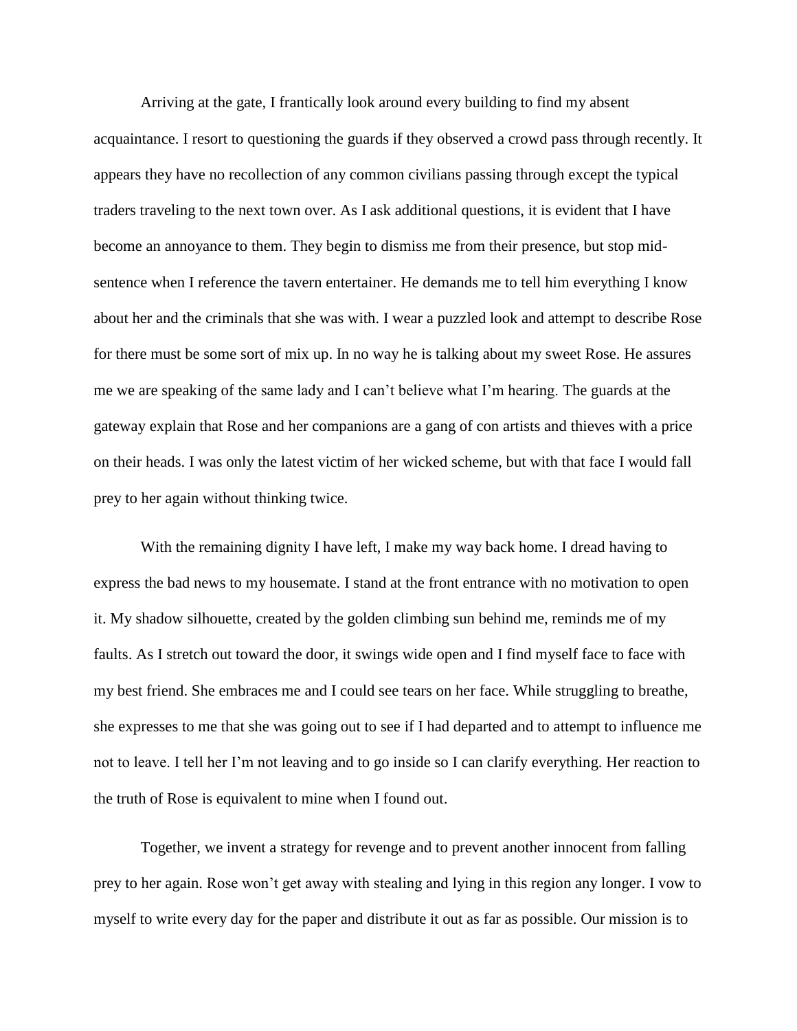Arriving at the gate, I frantically look around every building to find my absent acquaintance. I resort to questioning the guards if they observed a crowd pass through recently. It appears they have no recollection of any common civilians passing through except the typical traders traveling to the next town over. As I ask additional questions, it is evident that I have become an annoyance to them. They begin to dismiss me from their presence, but stop mid-sentence when I reference the tavern entertainer. He demands me to tell him everything I know about her and the criminals that she was with. I wear a puzzled look and attempt to describe Rose for there must be some sort of mix up. In no way he is talking about my sweet Rose. He assures me we are speaking of the same lady and I can't believe what I'm hearing. The guards at the gateway explain that Rose and her companions are a gang of con artists and thieves with a price on their heads. I was only the latest victim of her wicked scheme, but with that face I would fall prey to her again without thinking twice.

With the remaining dignity I have left, I make my way back home. I dread having to express the bad news to my housemate. I stand at the front entrance with no motivation to open it. My shadow silhouette, created by the golden climbing sun behind me, reminds me of my faults. As I stretch out toward the door, it swings wide open and I find myself face to face with my best friend. She embraces me and I could see tears on her face. While struggling to breathe, she expresses to me that she was going out to see if I had departed and to attempt to influence me not to leave. I tell her I'm not leaving and to go inside so I can clarify everything. Her reaction to the truth of Rose is equivalent to mine when I found out.

Together, we invent a strategy for revenge and to prevent another innocent from falling prey to her again. Rose won't get away with stealing and lying in this region any longer. I vow to myself to write every day for the paper and distribute it out as far as possible. Our mission is to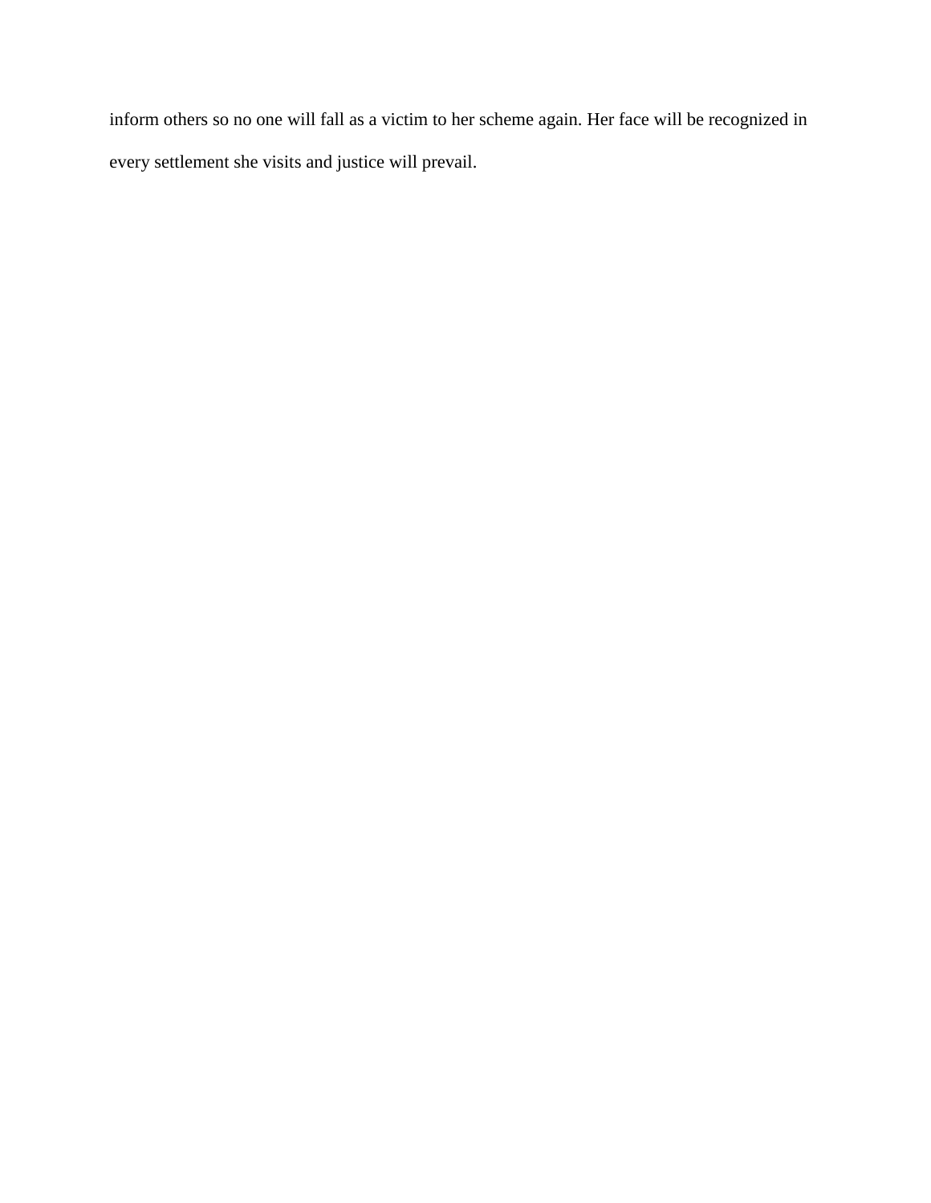inform others so no one will fall as a victim to her scheme again. Her face will be recognized in every settlement she visits and justice will prevail.